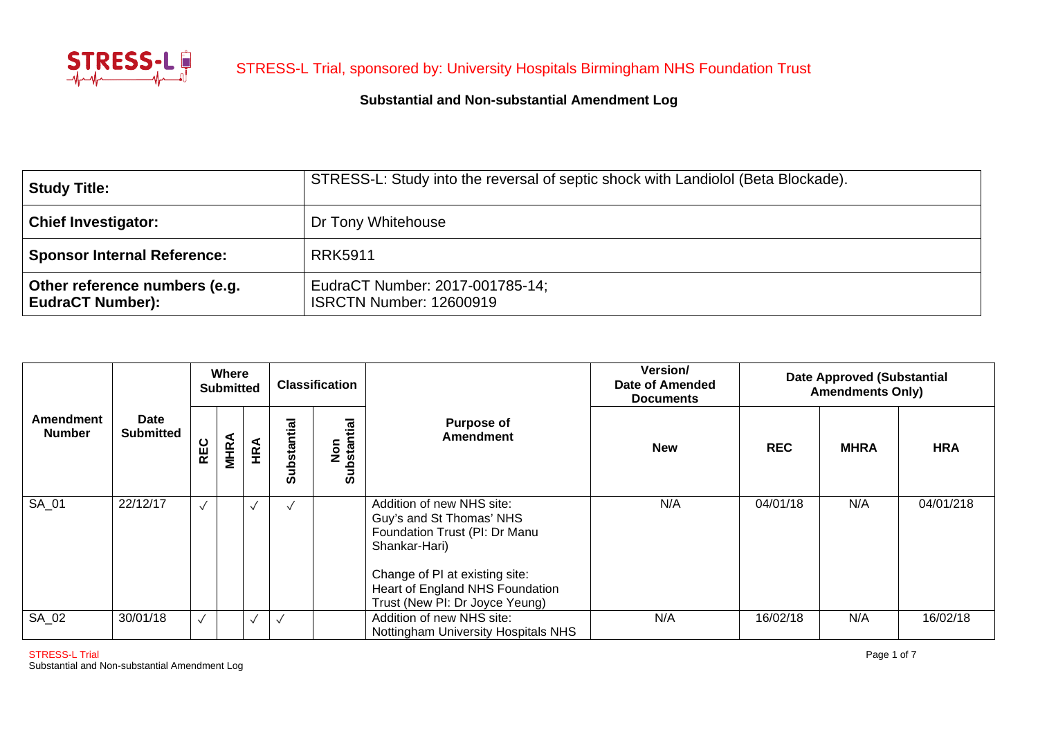STRESS-L Trial, sponsored by: University Hospitals Birmingham NHS Foundation Trust

**Substantial and Non-substantial Amendment Log**

| **Study Title:** | STRESS-L: Study into the reversal of septic shock with Landiolol (Beta Blockade). |
|---|---|
| **Chief Investigator:** | Dr Tony Whitehouse |
| **Sponsor Internal Reference:** | RRK5911 |
| **Other reference numbers (e.g. EudraCT Number):** | EudraCT Number: 2017-001785-14; ISRCTN Number: 12600919 |

| **Amendment Number** | **Date Submitted** | **Where Submitted** | | | **Classification** | | **Purpose of Amendment** | **Version/ Date of Amended Documents** | **Date Approved (Substantial Amendments Only)** | | |
|---|---|---|---|---|---|---|---|---|---|---|---|
| | | **REC** | **MHRA** | **HRA** | **Substantial** | **Non Substantial** | | **New** | **REC** | **MHRA** | **HRA** |
| SA_01 | 22/12/17 | ✓ | | ✓ | ✓ | | Addition of new NHS site: Guy's and St Thomas' NHS Foundation Trust (PI: Dr Manu Shankar-Hari)<br><br>Change of PI at existing site: Heart of England NHS Foundation Trust (New PI: Dr Joyce Yeung) | N/A | 04/01/18 | N/A | 04/01/218 |
| SA_02 | 30/01/18 | ✓ | | ✓ | ✓ | | Addition of new NHS site: Nottingham University Hospitals NHS | N/A | 16/02/18 | N/A | 16/02/18 |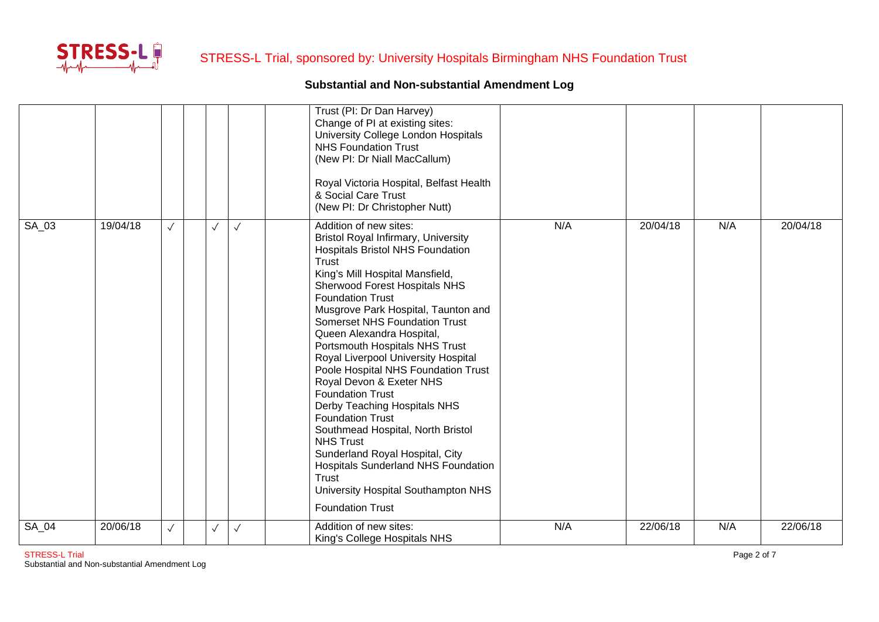## Substantial and Non-substantial Amendment Log

| | | | | | | | | | | | |
|---|---|---|---|---|---|---|---|---|---|---|---|
| | | | | | | | Trust (PI: Dr Dan Harvey)<br>Change of PI at existing sites:<br>University College London Hospitals NHS Foundation Trust<br>(New PI: Dr Niall MacCallum)<br><br>Royal Victoria Hospital, Belfast Health & Social Care Trust<br>(New PI: Dr Christopher Nutt) | | | | |
| SA_03 | 19/04/18 | ✓ | | ✓ | ✓ | | Addition of new sites:<br>Bristol Royal Infirmary, University Hospitals Bristol NHS Foundation Trust<br>King's Mill Hospital Mansfield, Sherwood Forest Hospitals NHS Foundation Trust<br>Musgrove Park Hospital, Taunton and Somerset NHS Foundation Trust<br>Queen Alexandra Hospital, Portsmouth Hospitals NHS Trust<br>Royal Liverpool University Hospital<br>Poole Hospital NHS Foundation Trust<br>Royal Devon & Exeter NHS Foundation Trust<br>Derby Teaching Hospitals NHS Foundation Trust<br>Southmead Hospital, North Bristol NHS Trust<br>Sunderland Royal Hospital, City Hospitals Sunderland NHS Foundation Trust<br>University Hospital Southampton NHS Foundation Trust | N/A | 20/04/18 | N/A | 20/04/18 |
| SA_04 | 20/06/18 | ✓ | | ✓ | ✓ | | Addition of new sites:<br>King's College Hospitals NHS | N/A | 22/06/18 | N/A | 22/06/18 |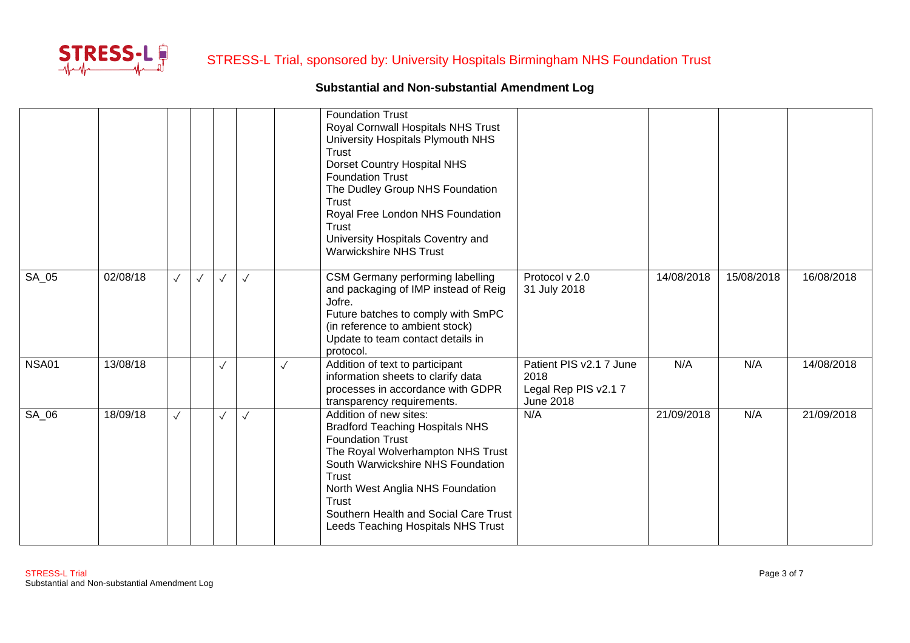## Substantial and Non-substantial Amendment Log

| | | | | | | | | | | | |
|---|---|---|---|---|---|---|---|---|---|---|---|
| | | | | | | | Foundation Trust<br>Royal Cornwall Hospitals NHS Trust<br>University Hospitals Plymouth NHS Trust<br>Dorset Country Hospital NHS Foundation Trust<br>The Dudley Group NHS Foundation Trust<br>Royal Free London NHS Foundation Trust<br>University Hospitals Coventry and Warwickshire NHS Trust | | | | |
| SA_05 | 02/08/18 | ✓ | ✓ | ✓ | ✓ | | CSM Germany performing labelling and packaging of IMP instead of Reig Jofre.<br>Future batches to comply with SmPC (in reference to ambient stock)<br>Update to team contact details in protocol. | Protocol v 2.0 31 July 2018 | 14/08/2018 | 15/08/2018 | 16/08/2018 |
| NSA01 | 13/08/18 | | | ✓ | | ✓ | Addition of text to participant information sheets to clarify data processes in accordance with GDPR transparency requirements. | Patient PIS v2.1 7 June 2018<br>Legal Rep PIS v2.1 7 June 2018 | N/A | N/A | 14/08/2018 |
| SA_06 | 18/09/18 | ✓ | | ✓ | ✓ | | Addition of new sites:<br>Bradford Teaching Hospitals NHS Foundation Trust<br>The Royal Wolverhampton NHS Trust<br>South Warwickshire NHS Foundation Trust<br>North West Anglia NHS Foundation Trust<br>Southern Health and Social Care Trust<br>Leeds Teaching Hospitals NHS Trust | N/A | 21/09/2018 | N/A | 21/09/2018 |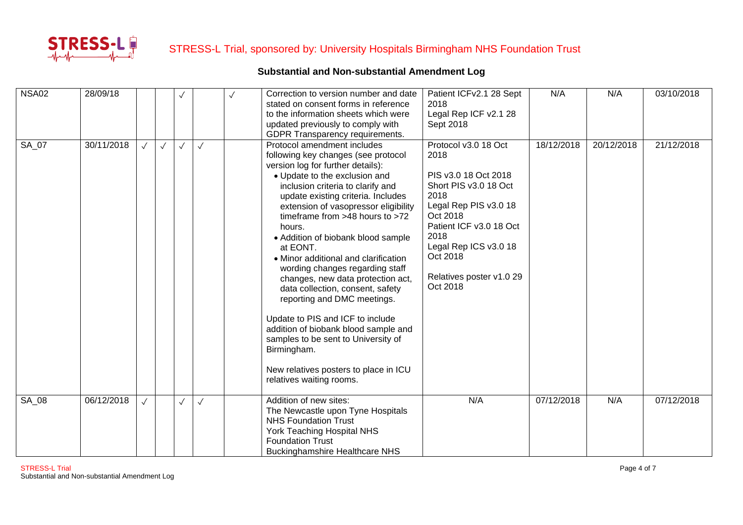## Substantial and Non-substantial Amendment Log

| | | | | | | | | | | | |
|---|---|---|---|---|---|---|---|---|---|---|---|
| NSA02 | 28/09/18 | | | ✓ | | ✓ | Correction to version number and date stated on consent forms in reference to the information sheets which were updated previously to comply with GDPR Transparency requirements. | Patient ICFv2.1 28 Sept 2018<br>Legal Rep ICF v2.1 28 Sept 2018 | N/A | N/A | 03/10/2018 |
| SA_07 | 30/11/2018 | ✓ | ✓ | ✓ | ✓ | | Protocol amendment includes following key changes (see protocol version log for further details):<br>• Update to the exclusion and inclusion criteria to clarify and update existing criteria. Includes extension of vasopressor eligibility timeframe from >48 hours to >72 hours.<br>• Addition of biobank blood sample at EONT.<br>• Minor additional and clarification wording changes regarding staff changes, new data protection act, data collection, consent, safety reporting and DMC meetings.<br><br>Update to PIS and ICF to include addition of biobank blood sample and samples to be sent to University of Birmingham.<br><br>New relatives posters to place in ICU relatives waiting rooms. | Protocol v3.0 18 Oct 2018<br><br>PIS v3.0 18 Oct 2018<br>Short PIS v3.0 18 Oct 2018<br>Legal Rep PIS v3.0 18 Oct 2018<br>Patient ICF v3.0 18 Oct 2018<br>Legal Rep ICS v3.0 18 Oct 2018<br><br>Relatives poster v1.0 29 Oct 2018 | 18/12/2018 | 20/12/2018 | 21/12/2018 |
| SA_08 | 06/12/2018 | ✓ | | ✓ | ✓ | | Addition of new sites:<br>The Newcastle upon Tyne Hospitals NHS Foundation Trust<br>York Teaching Hospital NHS Foundation Trust<br>Buckinghamshire Healthcare NHS | N/A | 07/12/2018 | N/A | 07/12/2018 |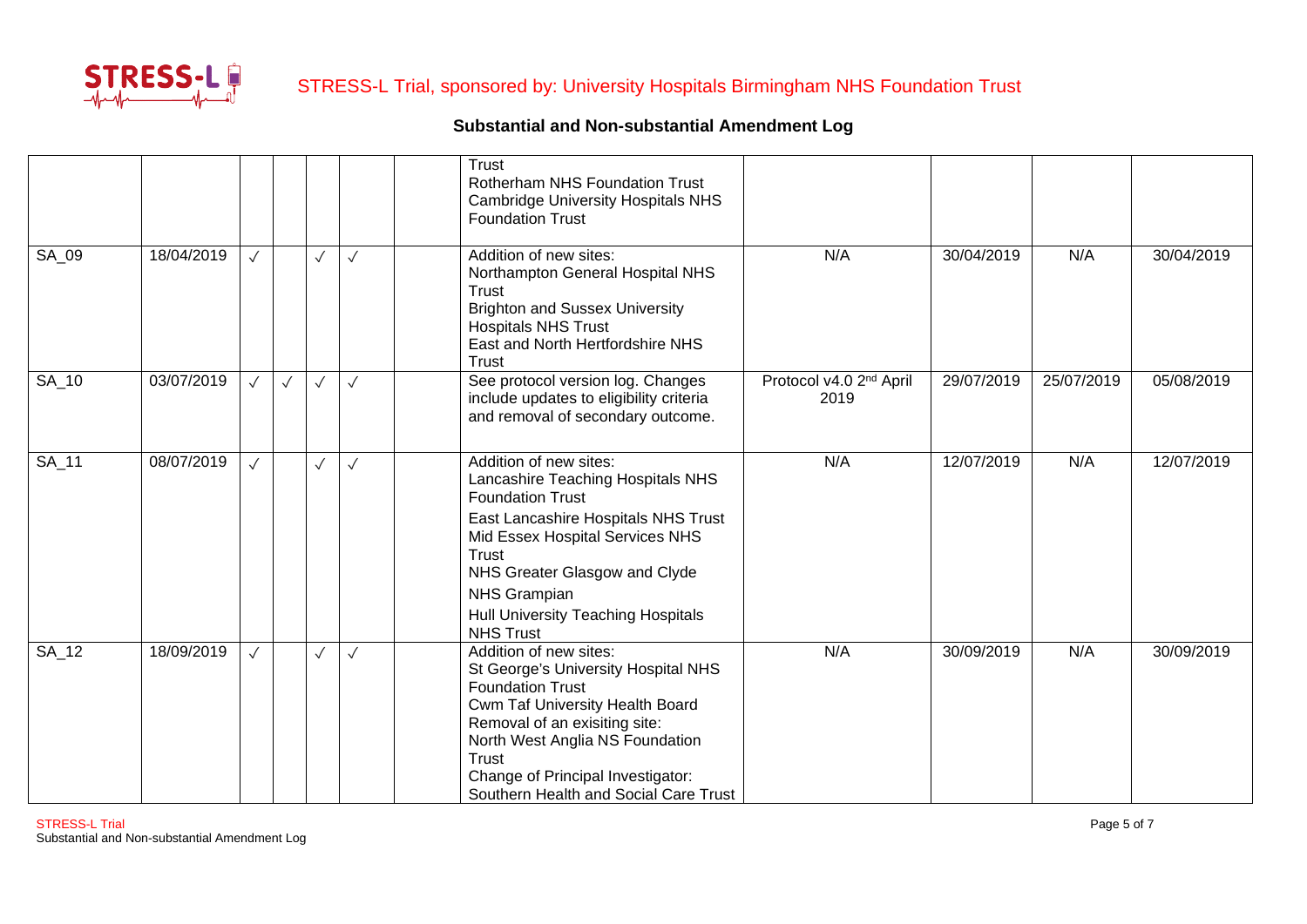## Substantial and Non-substantial Amendment Log

| | | | | | | | | | | | |
|---|---|---|---|---|---|---|---|---|---|---|---|
| | | | | | | | Trust<br>Rotherham NHS Foundation Trust<br>Cambridge University Hospitals NHS Foundation Trust | | | | |
| SA_09 | 18/04/2019 | ✓ | | ✓ | ✓ | | Addition of new sites:<br>Northampton General Hospital NHS Trust<br>Brighton and Sussex University Hospitals NHS Trust<br>East and North Hertfordshire NHS Trust | N/A | 30/04/2019 | N/A | 30/04/2019 |
| SA_10 | 03/07/2019 | ✓ | ✓ | ✓ | ✓ | | See protocol version log. Changes include updates to eligibility criteria and removal of secondary outcome. | Protocol v4.0 2nd April 2019 | 29/07/2019 | 25/07/2019 | 05/08/2019 |
| SA_11 | 08/07/2019 | ✓ | | ✓ | ✓ | | Addition of new sites:<br>Lancashire Teaching Hospitals NHS Foundation Trust<br>East Lancashire Hospitals NHS Trust<br>Mid Essex Hospital Services NHS Trust<br>NHS Greater Glasgow and Clyde<br>NHS Grampian<br>Hull University Teaching Hospitals NHS Trust | N/A | 12/07/2019 | N/A | 12/07/2019 |
| SA_12 | 18/09/2019 | ✓ | | ✓ | ✓ | | Addition of new sites:<br>St George's University Hospital NHS Foundation Trust<br>Cwm Taf University Health Board<br>Removal of an exisiting site:<br>North West Anglia NS Foundation Trust<br>Change of Principal Investigator:<br>Southern Health and Social Care Trust | N/A | 30/09/2019 | N/A | 30/09/2019 |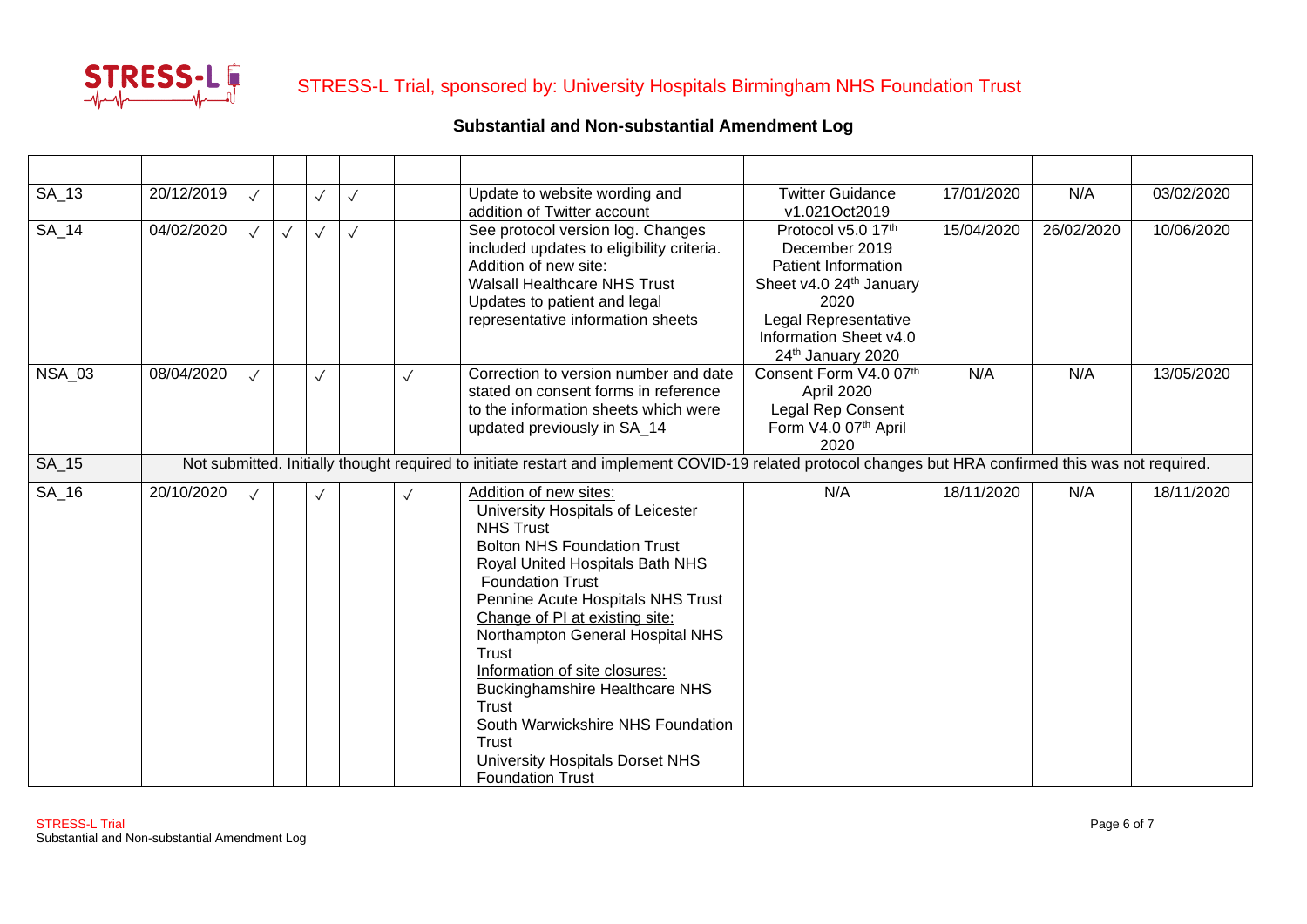# STRESS-L Trial, sponsored by: University Hospitals Birmingham NHS Foundation Trust

## Substantial and Non-substantial Amendment Log

| | | | | | | | | | | | |
|---|---|---|---|---|---|---|---|---|---|---|---|
| SA_13 | 20/12/2019 | √ | | √ | √ | | Update to website wording and addition of Twitter account | Twitter Guidance v1.021Oct2019 | 17/01/2020 | N/A | 03/02/2020 |
| SA_14 | 04/02/2020 | √ | √ | √ | √ | | See protocol version log. Changes included updates to eligibility criteria. Addition of new site: Walsall Healthcare NHS Trust Updates to patient and legal representative information sheets | Protocol v5.0 17th December 2019 Patient Information Sheet v4.0 24th January 2020 Legal Representative Information Sheet v4.0 24th January 2020 | 15/04/2020 | 26/02/2020 | 10/06/2020 |
| NSA_03 | 08/04/2020 | √ | | √ | | √ | Correction to version number and date stated on consent forms in reference to the information sheets which were updated previously in SA_14 | Consent Form V4.0 07th April 2020 Legal Rep Consent Form V4.0 07th April 2020 | N/A | N/A | 13/05/2020 |
| SA_15 | Not submitted. Initially thought required to initiate restart and implement COVID-19 related protocol changes but HRA confirmed this was not required. | | | | | | | | | | |
| SA_16 | 20/10/2020 | √ | | √ | | √ | Addition of new sites: University Hospitals of Leicester NHS Trust; Bolton NHS Foundation Trust; Royal United Hospitals Bath NHS Foundation Trust; Pennine Acute Hospitals NHS Trust. Change of PI at existing site: Northampton General Hospital NHS Trust. Information of site closures: Buckinghamshire Healthcare NHS Trust; South Warwickshire NHS Foundation Trust; University Hospitals Dorset NHS Foundation Trust | N/A | 18/11/2020 | N/A | 18/11/2020 |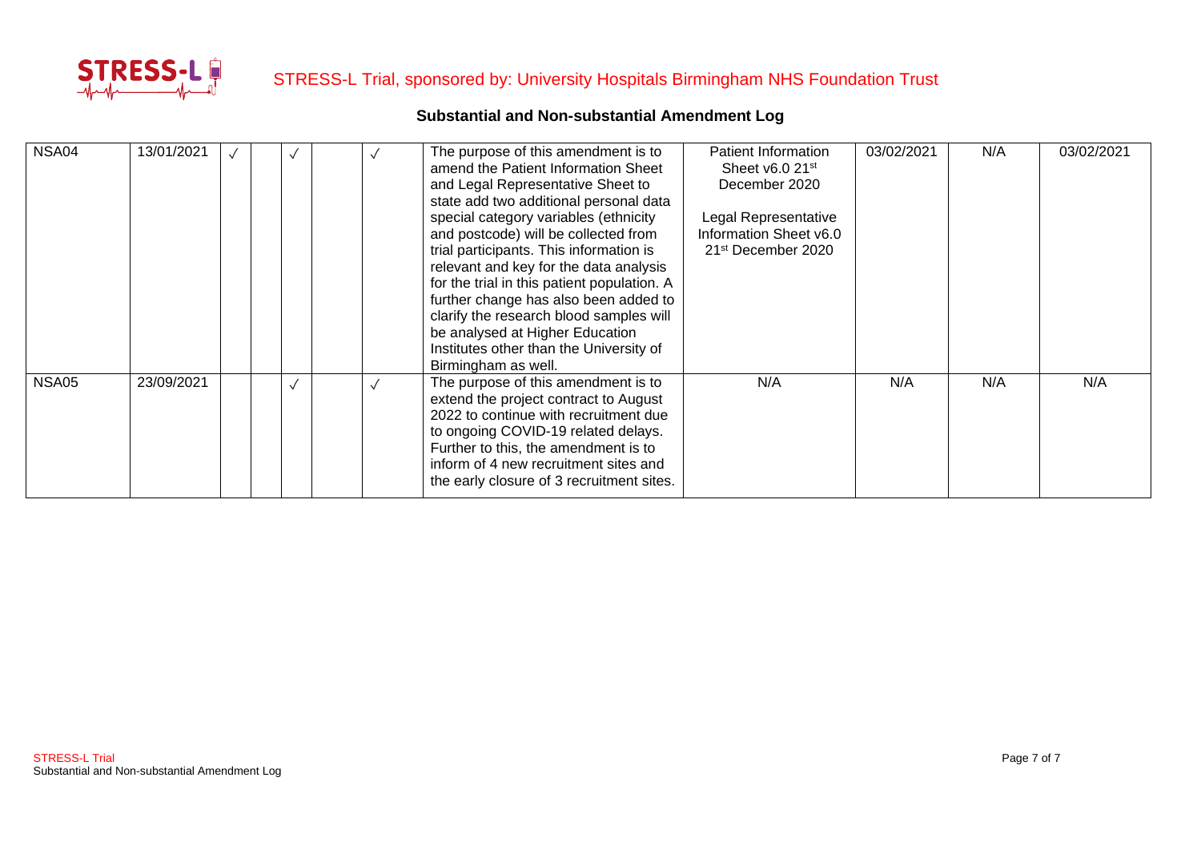| | | | | | | | | | | |
|---|---|---|---|---|---|---|---|---|---|---|
| NSA04 | 13/01/2021 | √ | | √ | | √ | The purpose of this amendment is to amend the Patient Information Sheet and Legal Representative Sheet to state add two additional personal data special category variables (ethnicity and postcode) will be collected from trial participants. This information is relevant and key for the data analysis for the trial in this patient population. A further change has also been added to clarify the research blood samples will be analysed at Higher Education Institutes other than the University of Birmingham as well. | Patient Information Sheet v6.0 21st December 2020<br><br>Legal Representative Information Sheet v6.0 21st December 2020 | 03/02/2021 | N/A | 03/02/2021 |
| NSA05 | 23/09/2021 | | | √ | | √ | The purpose of this amendment is to extend the project contract to August 2022 to continue with recruitment due to ongoing COVID-19 related delays. Further to this, the amendment is to inform of 4 new recruitment sites and the early closure of 3 recruitment sites. | N/A | N/A | N/A | N/A |